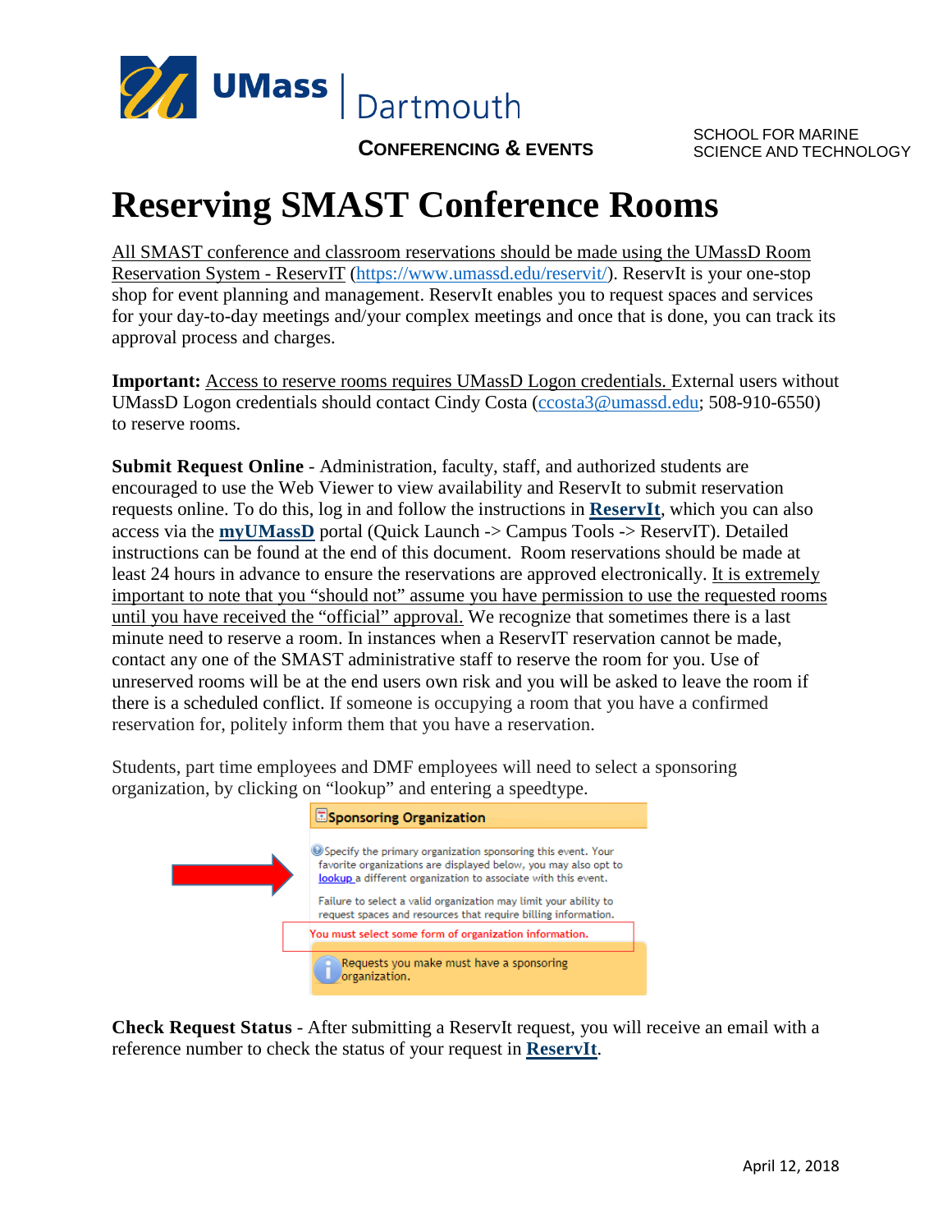UMass | Dartmouth

CONFERENCING & EVENTS

SCHOOL FOR MARINE SCIENCE AND TECHNOLOGY

# Reserving SMAST Conference Rooms

All SMAST conference and classroom reservations should be made using the UMassD Room Reservation System - ReservIT (https://www.umassd.edu/reservit/). ReservIt is your one-stop shop for event planning and management. ReservIt enables you to request spaces and services for your day-to-day meetings and/your complex meetings and once that is done, you can track its approval process and charges.

**Important:** Access to reserve rooms requires UMassD Logon credentials. External users without UMassD Logon credentials should contact Cindy Costa (ccosta3@umassd.edu; 508-910-6550) to reserve rooms.

**Submit Request Online** - Administration, faculty, staff, and authorized students are encouraged to use the Web Viewer to view availability and ReservIt to submit reservation requests online. To do this, log in and follow the instructions in **ReservIt**, which you can also access via the **myUMassD** portal (Quick Launch -> Campus Tools -> ReservIT). Detailed instructions can be found at the end of this document. Room reservations should be made at least 24 hours in advance to ensure the reservations are approved electronically. It is extremely important to note that you "should not" assume you have permission to use the requested rooms until you have received the "official" approval. We recognize that sometimes there is a last minute need to reserve a room. In instances when a ReservIT reservation cannot be made, contact any one of the SMAST administrative staff to reserve the room for you. Use of unreserved rooms will be at the end users own risk and you will be asked to leave the room if there is a scheduled conflict. If someone is occupying a room that you have a confirmed reservation for, politely inform them that you have a reservation.

Students, part time employees and DMF employees will need to select a sponsoring organization, by clicking on "lookup" and entering a speedtype.

**Sponsoring Organization**

Specify the primary organization sponsoring this event. Your favorite organizations are displayed below, you may also opt to lookup a different organization to associate with this event.

Failure to select a valid organization may limit your ability to request spaces and resources that require billing information.

You must select some form of organization information.

Requests you make must have a sponsoring organization.

**Check Request Status** - After submitting a ReservIt request, you will receive an email with a reference number to check the status of your request in **ReservIt**.

April 12, 2018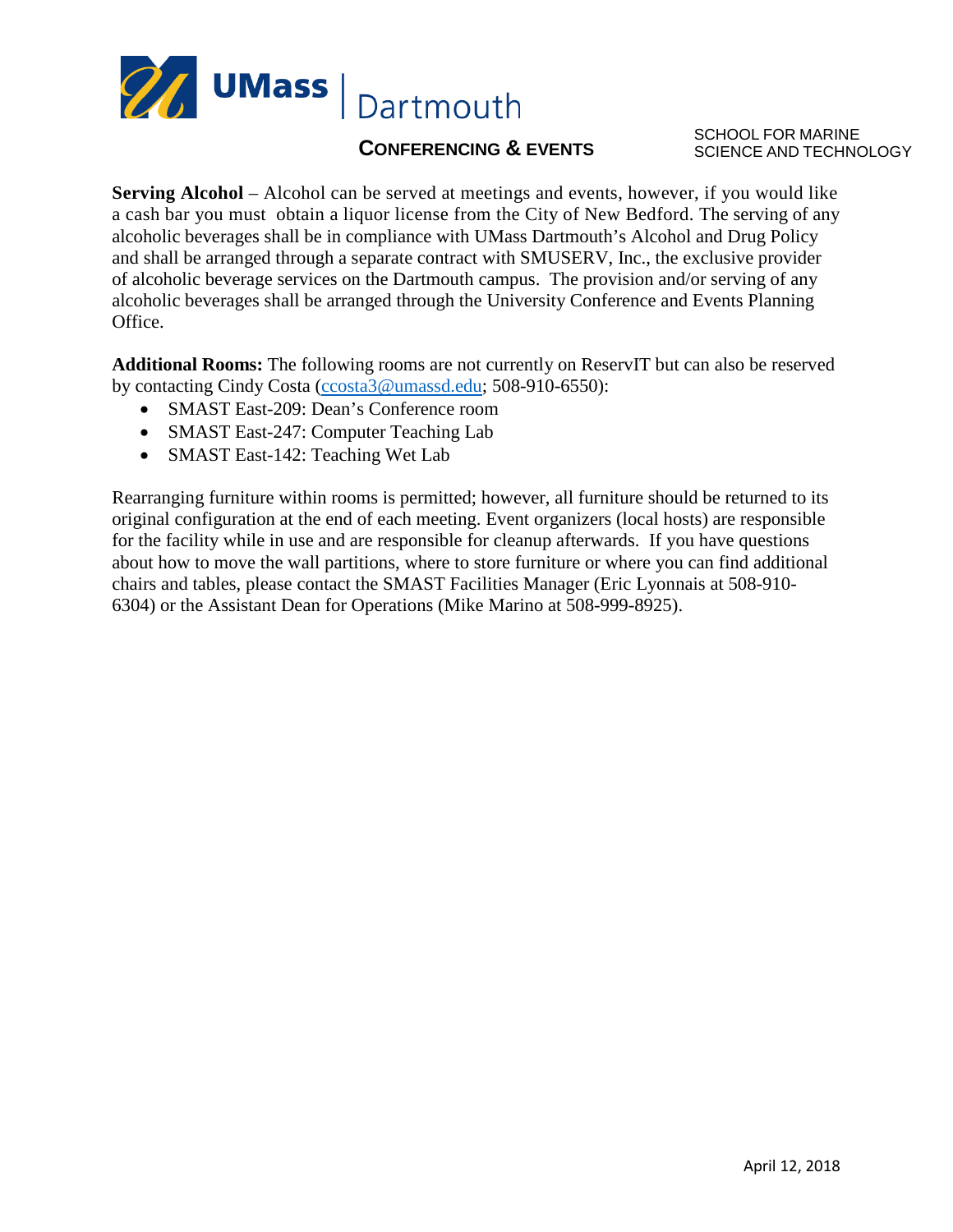**Serving Alcohol** – Alcohol can be served at meetings and events, however, if you would like a cash bar you must obtain a liquor license from the City of New Bedford. The serving of any alcoholic beverages shall be in compliance with UMass Dartmouth's Alcohol and Drug Policy and shall be arranged through a separate contract with SMUSERV, Inc., the exclusive provider of alcoholic beverage services on the Dartmouth campus. The provision and/or serving of any alcoholic beverages shall be arranged through the University Conference and Events Planning Office.

**Additional Rooms:** The following rooms are not currently on ReservIT but can also be reserved by contacting Cindy Costa (ccosta3@umassd.edu; 508-910-6550):

- SMAST East-209: Dean's Conference room
- SMAST East-247: Computer Teaching Lab
- SMAST East-142: Teaching Wet Lab

Rearranging furniture within rooms is permitted; however, all furniture should be returned to its original configuration at the end of each meeting. Event organizers (local hosts) are responsible for the facility while in use and are responsible for cleanup afterwards. If you have questions about how to move the wall partitions, where to store furniture or where you can find additional chairs and tables, please contact the SMAST Facilities Manager (Eric Lyonnais at 508-910-6304) or the Assistant Dean for Operations (Mike Marino at 508-999-8925).

April 12, 2018